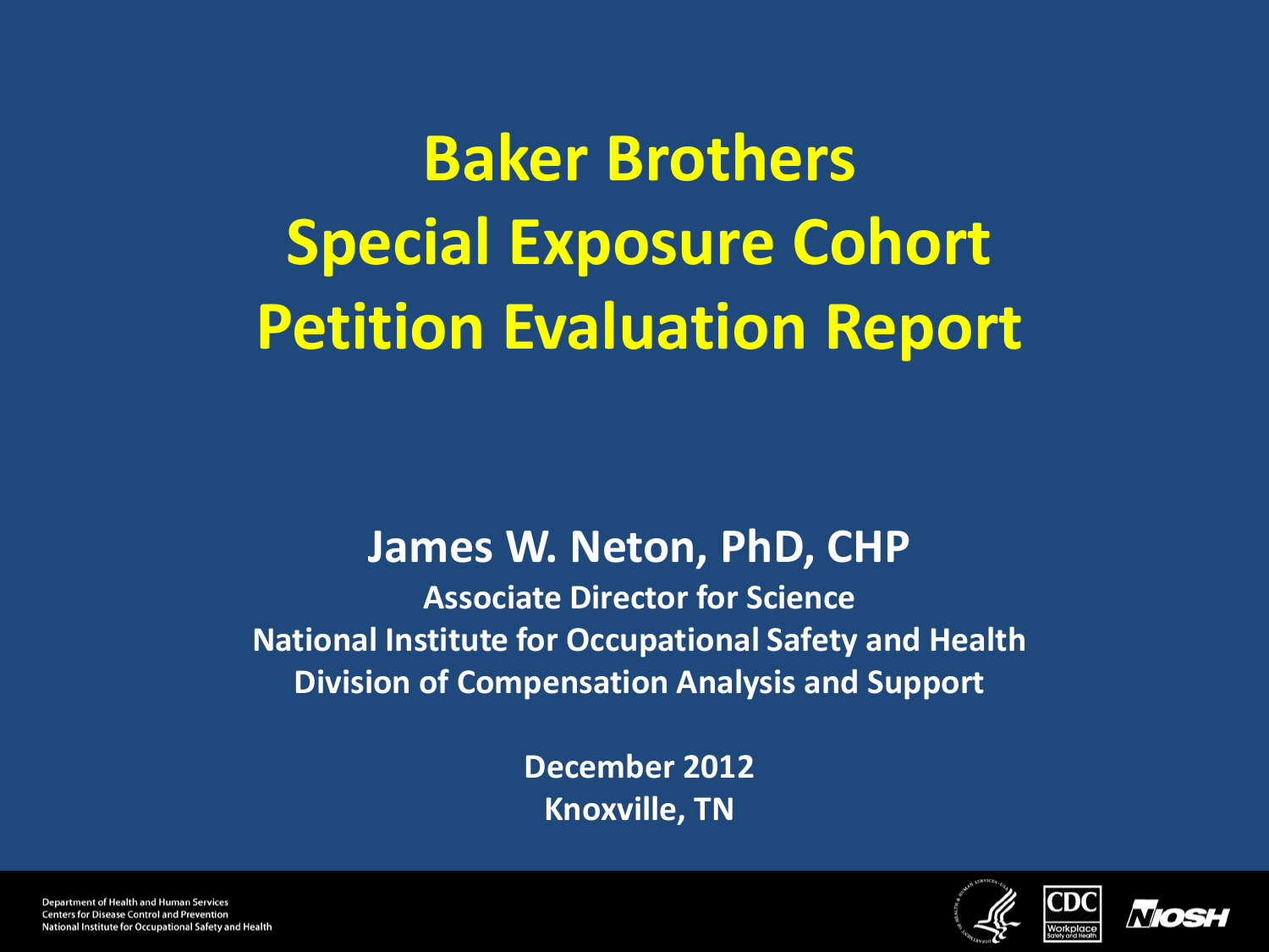# Baker Brothers Special Exposure Cohort Petition Evaluation Report

**James W. Neton, PhD, CHP**

**Associate Director for Science**
**National Institute for Occupational Safety and Health**
**Division of Compensation Analysis and Support**

**December 2012**
**Knoxville, TN**

Department of Health and Human Services
Centers for Disease Control and Prevention
National Institute for Occupational Safety and Health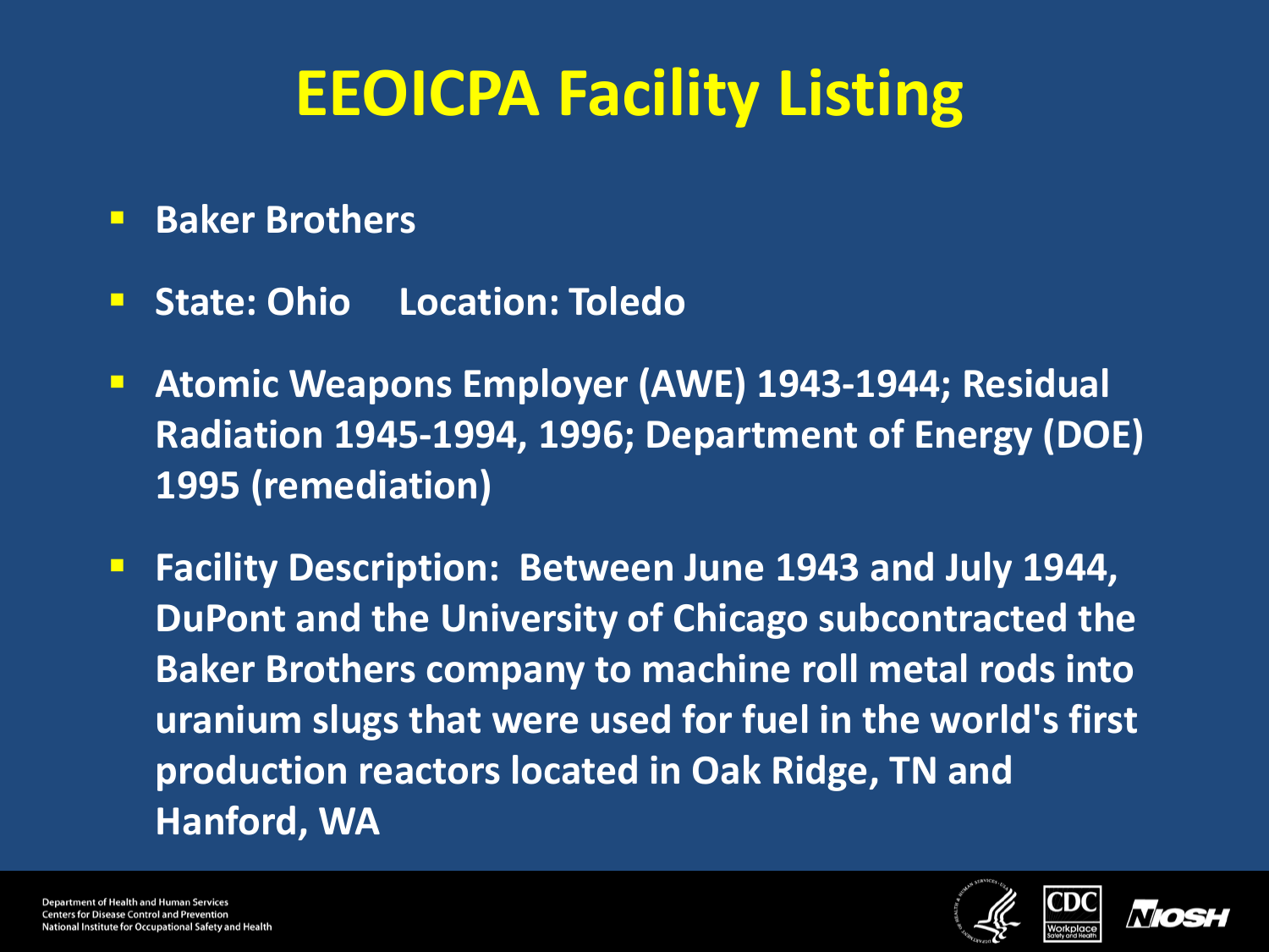# EEOICPA Facility Listing

- **Baker Brothers**
- **State: Ohio Location: Toledo**
- **Atomic Weapons Employer (AWE) 1943-1944; Residual Radiation 1945-1994, 1996; Department of Energy (DOE) 1995 (remediation)**
- **Facility Description: Between June 1943 and July 1944, DuPont and the University of Chicago subcontracted the Baker Brothers company to machine roll metal rods into uranium slugs that were used for fuel in the world's first production reactors located in Oak Ridge, TN and Hanford, WA**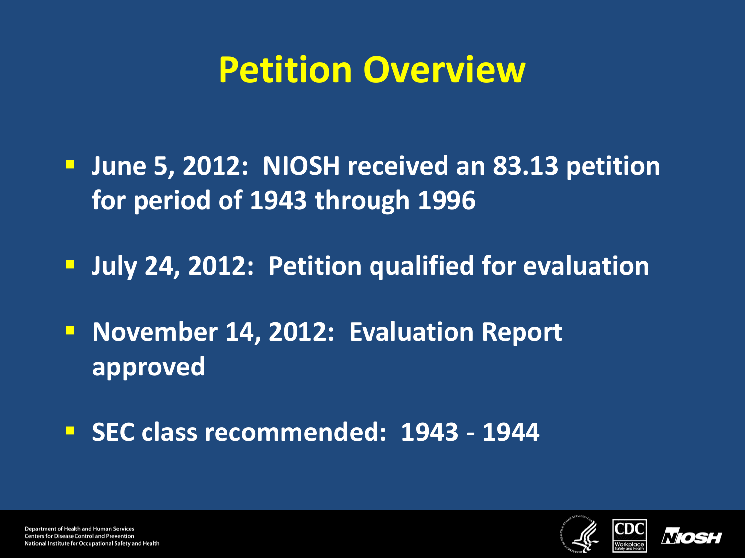# Petition Overview

- June 5, 2012: NIOSH received an 83.13 petition for period of 1943 through 1996
- July 24, 2012: Petition qualified for evaluation
- November 14, 2012: Evaluation Report approved
- SEC class recommended: 1943 - 1944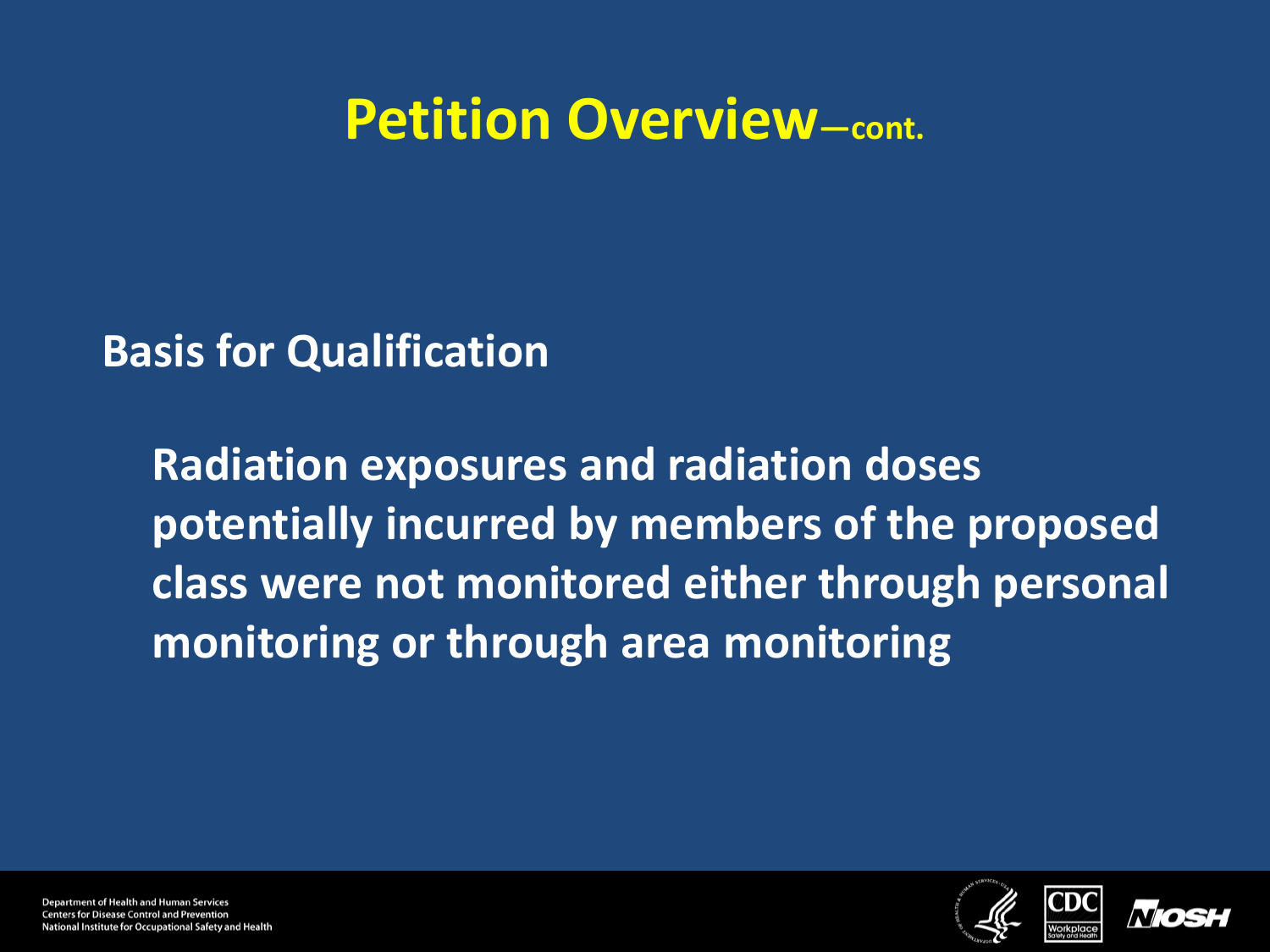# Petition Overview—cont.

**Basis for Qualification**

**Radiation exposures and radiation doses potentially incurred by members of the proposed class were not monitored either through personal monitoring or through area monitoring**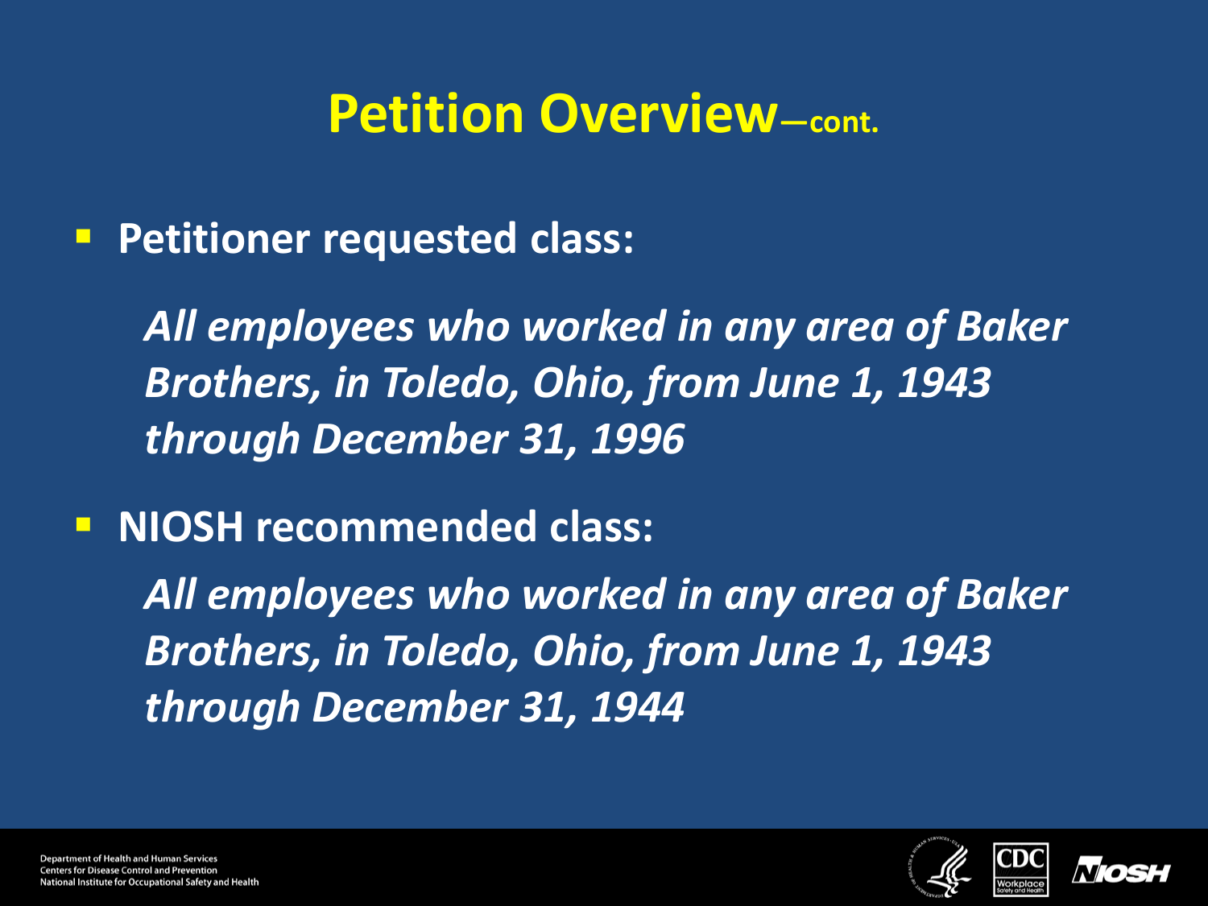# Petition Overview—cont.

- **Petitioner requested class:**

  ***All employees who worked in any area of Baker Brothers, in Toledo, Ohio, from June 1, 1943 through December 31, 1996***

- **NIOSH recommended class:**

  ***All employees who worked in any area of Baker Brothers, in Toledo, Ohio, from June 1, 1943 through December 31, 1944***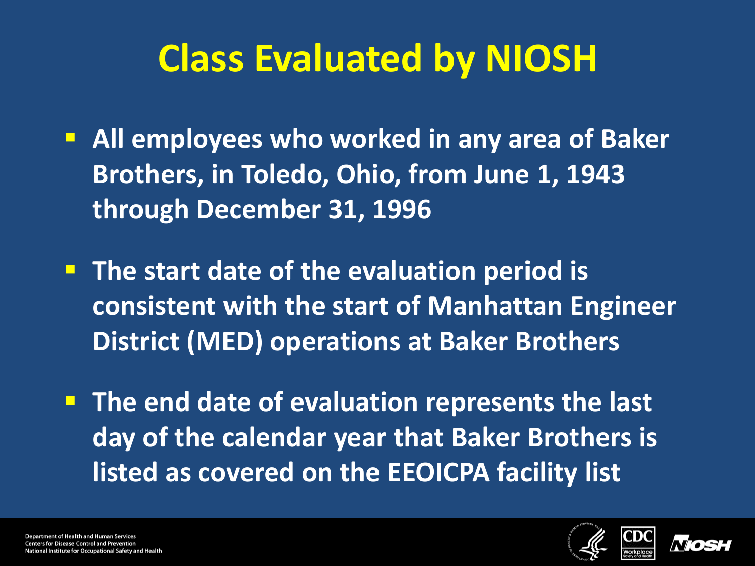# Class Evaluated by NIOSH

- **All employees who worked in any area of Baker Brothers, in Toledo, Ohio, from June 1, 1943 through December 31, 1996**
- **The start date of the evaluation period is consistent with the start of Manhattan Engineer District (MED) operations at Baker Brothers**
- **The end date of evaluation represents the last day of the calendar year that Baker Brothers is listed as covered on the EEOICPA facility list**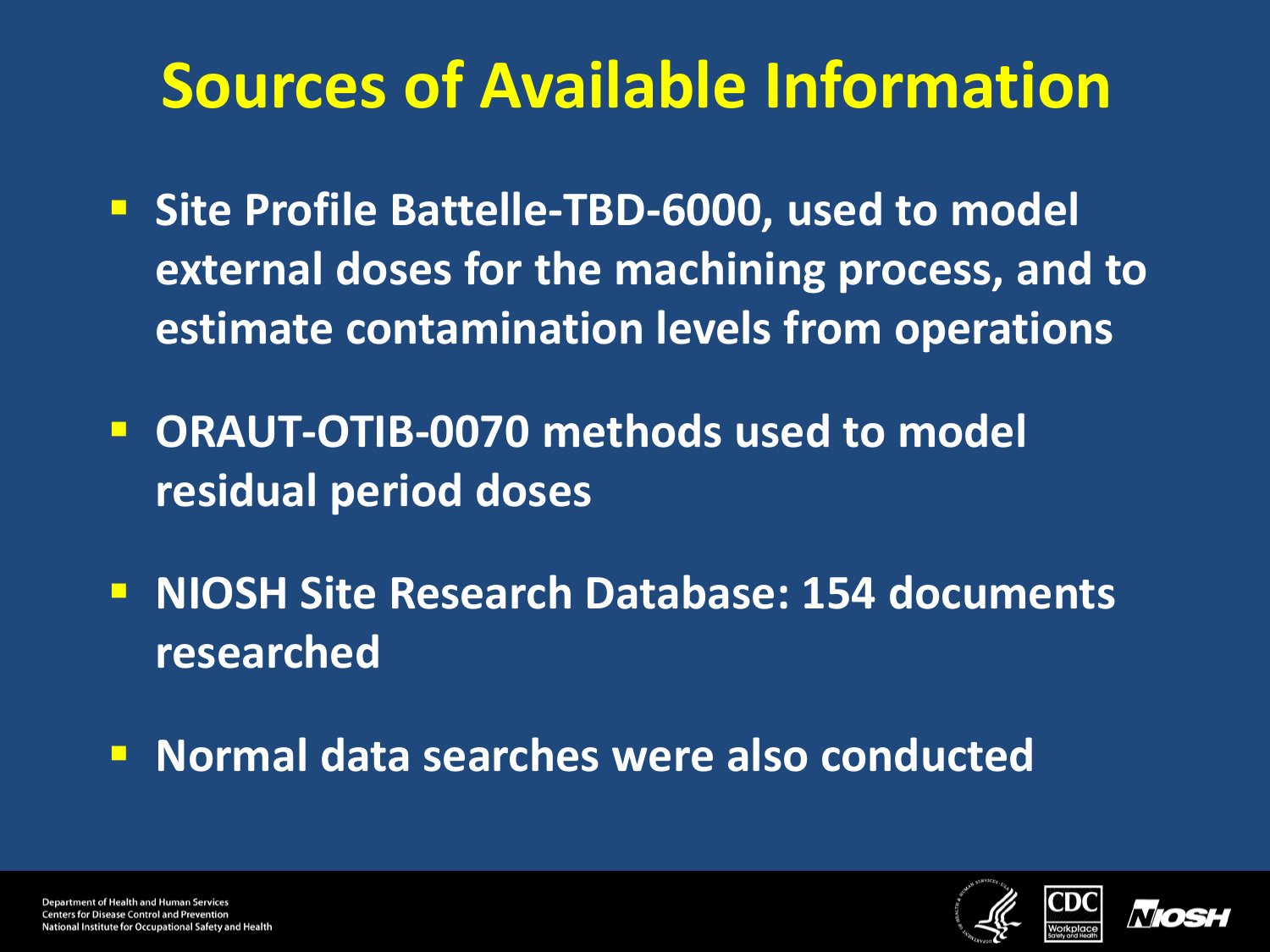# Sources of Available Information

- Site Profile Battelle-TBD-6000, used to model external doses for the machining process, and to estimate contamination levels from operations
- ORAUT-OTIB-0070 methods used to model residual period doses
- NIOSH Site Research Database: 154 documents researched
- Normal data searches were also conducted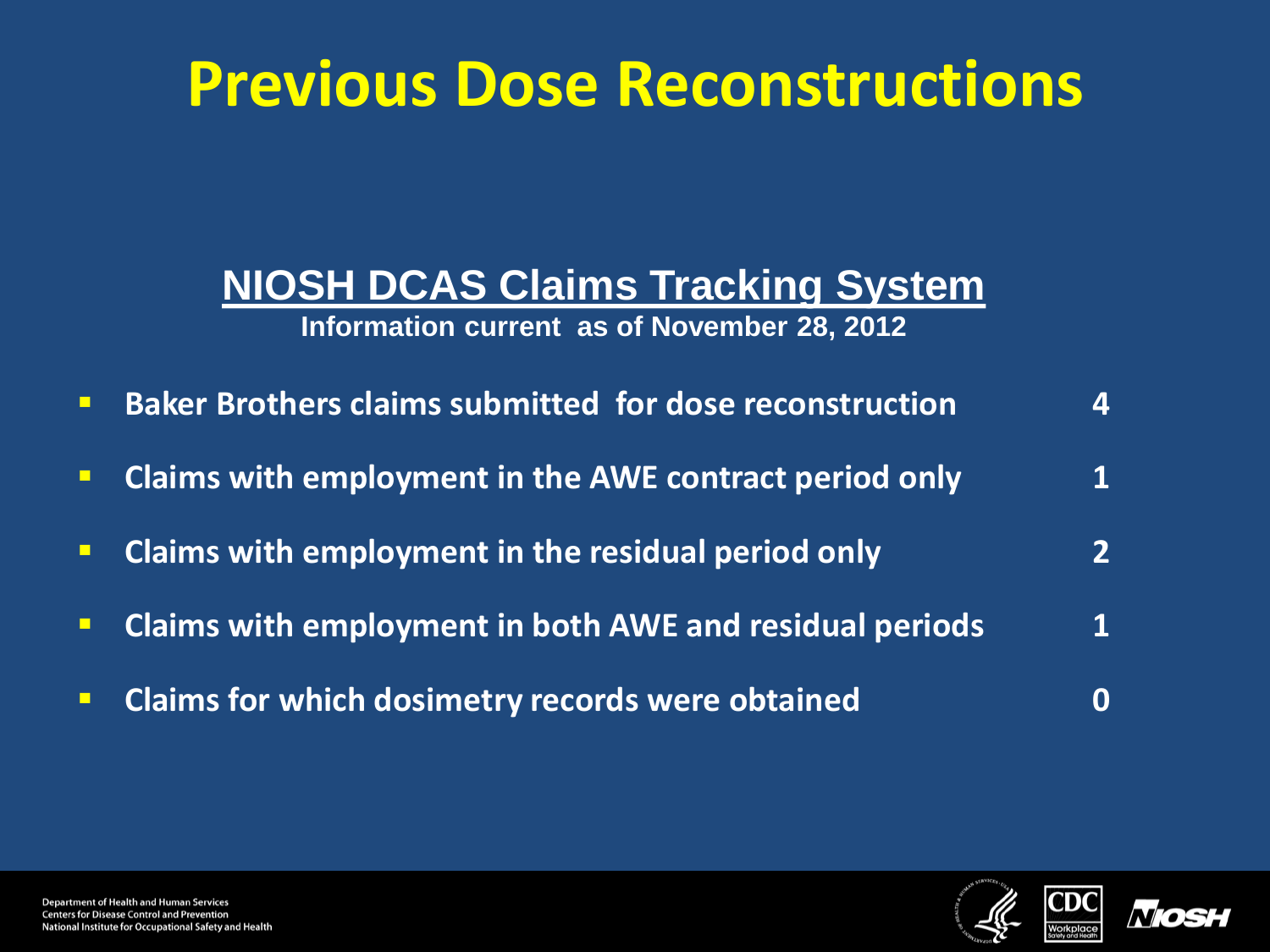# Previous Dose Reconstructions

## NIOSH DCAS Claims Tracking System

**Information current as of November 28, 2012**

| | |
|---|---|
| Baker Brothers claims submitted for dose reconstruction | 4 |
| Claims with employment in the AWE contract period only | 1 |
| Claims with employment in the residual period only | 2 |
| Claims with employment in both AWE and residual periods | 1 |
| Claims for which dosimetry records were obtained | 0 |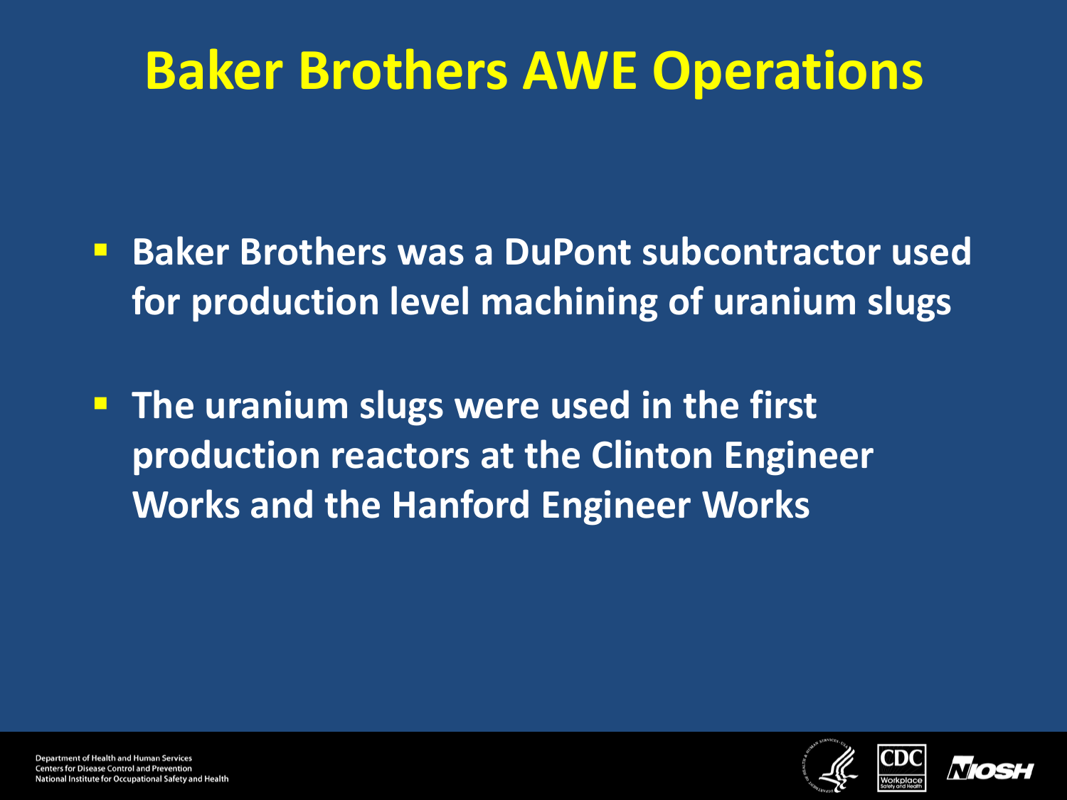# Baker Brothers AWE Operations

- **Baker Brothers was a DuPont subcontractor used for production level machining of uranium slugs**
- **The uranium slugs were used in the first production reactors at the Clinton Engineer Works and the Hanford Engineer Works**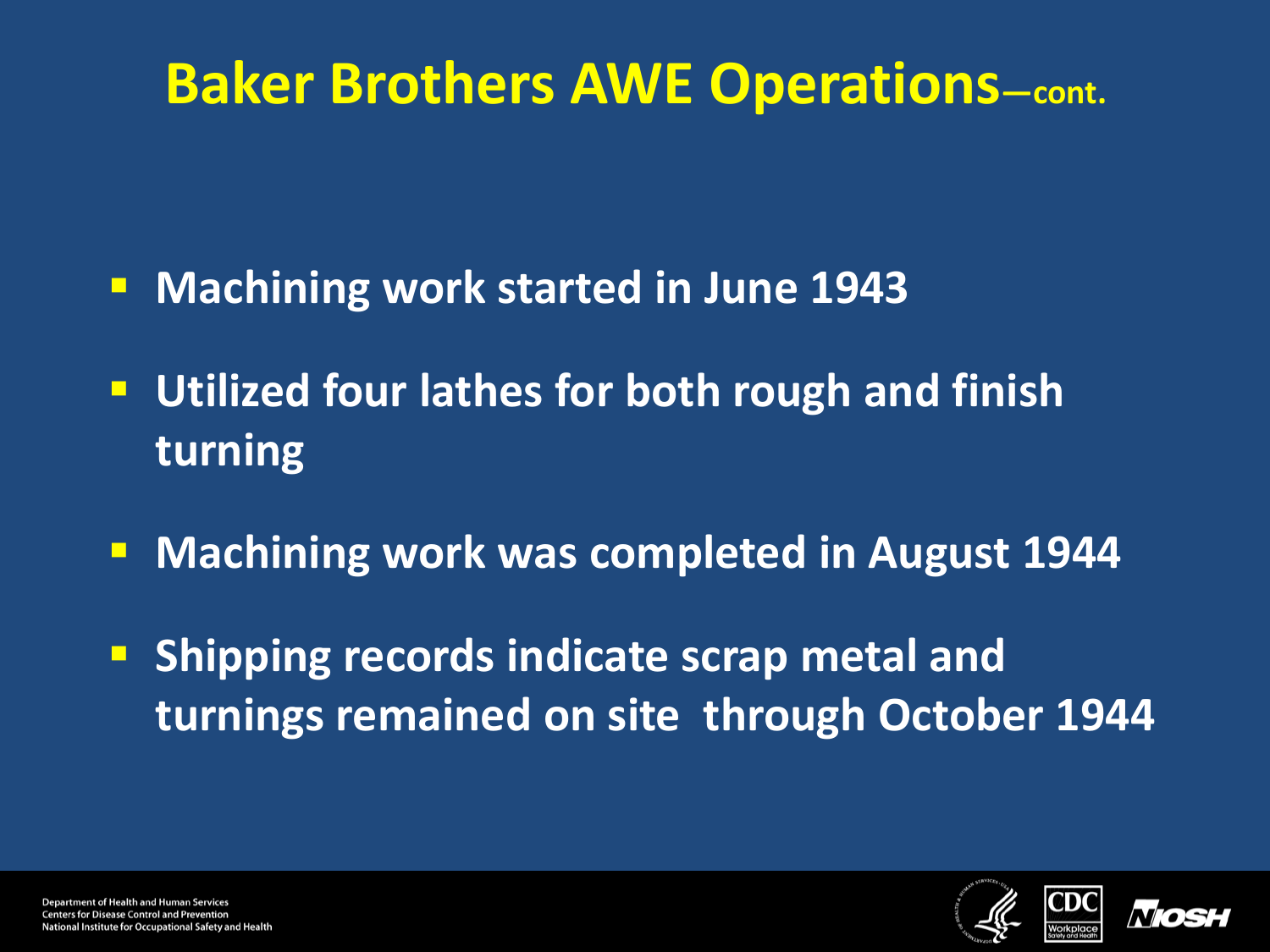# Baker Brothers AWE Operations—cont.

- Machining work started in June 1943
- Utilized four lathes for both rough and finish turning
- Machining work was completed in August 1944
- Shipping records indicate scrap metal and turnings remained on site through October 1944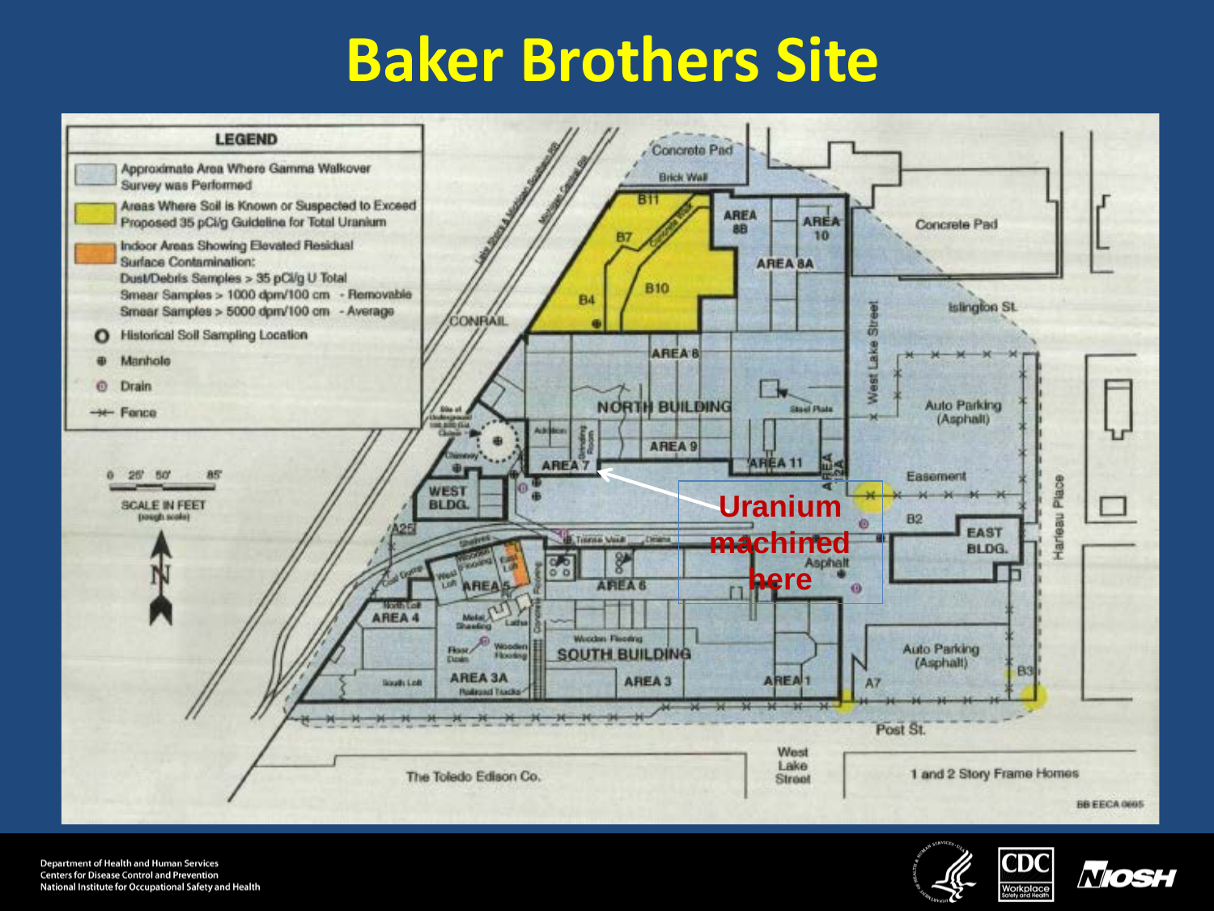# Baker Brothers Site

**LEGEND**

- Approximate Area Where Gamma Walkover Survey was Performed
- Areas Where Soil is Known or Suspected to Exceed Proposed 35 pCi/g Guideline for Total Uranium
- Indoor Areas Showing Elevated Residual Surface Contamination:
  - Dust/Debris Samples > 35 pCi/g U Total
  - Smear Samples > 1000 dpm/100 cm - Removable
  - Smear Samples > 5000 dpm/100 cm - Average
- Historical Soil Sampling Location
- Manhole
- Drain
- Fence

SCALE IN FEET (rough scale)

Uranium machined here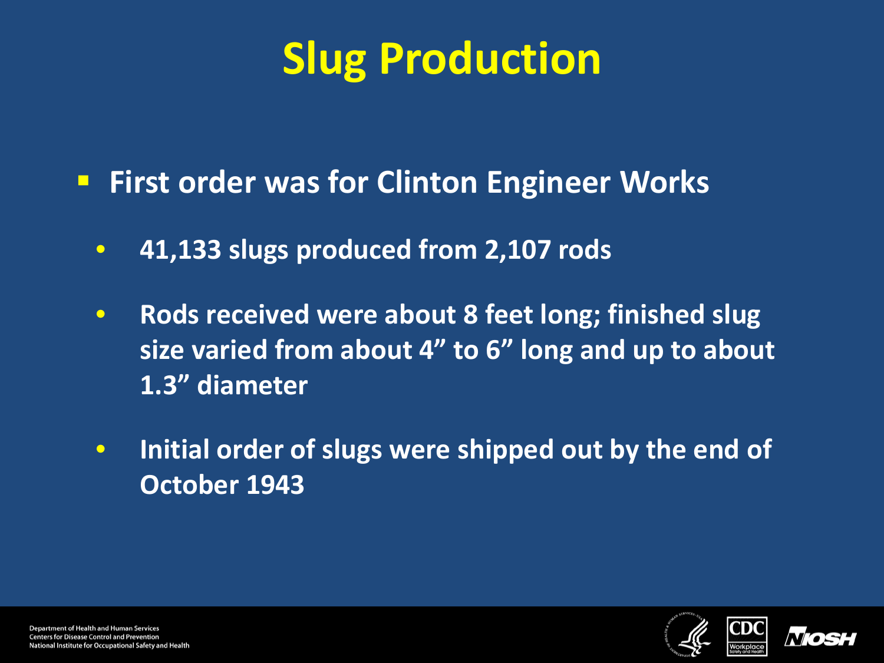# Slug Production

- First order was for Clinton Engineer Works
  - 41,133 slugs produced from 2,107 rods
  - Rods received were about 8 feet long; finished slug size varied from about 4" to 6" long and up to about 1.3" diameter
  - Initial order of slugs were shipped out by the end of October 1943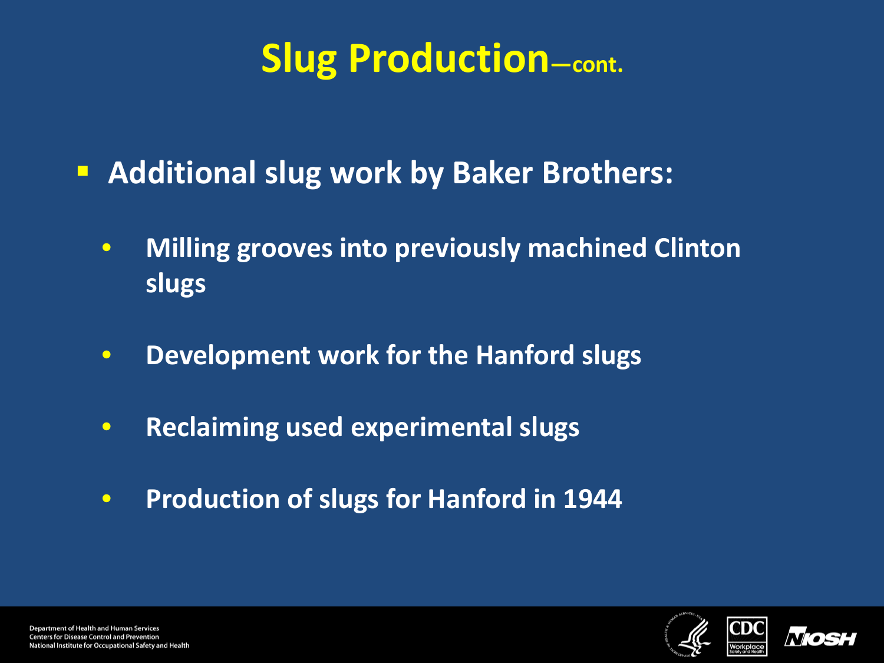# Slug Production—cont.

- **Additional slug work by Baker Brothers:**
  - **Milling grooves into previously machined Clinton slugs**
  - **Development work for the Hanford slugs**
  - **Reclaiming used experimental slugs**
  - **Production of slugs for Hanford in 1944**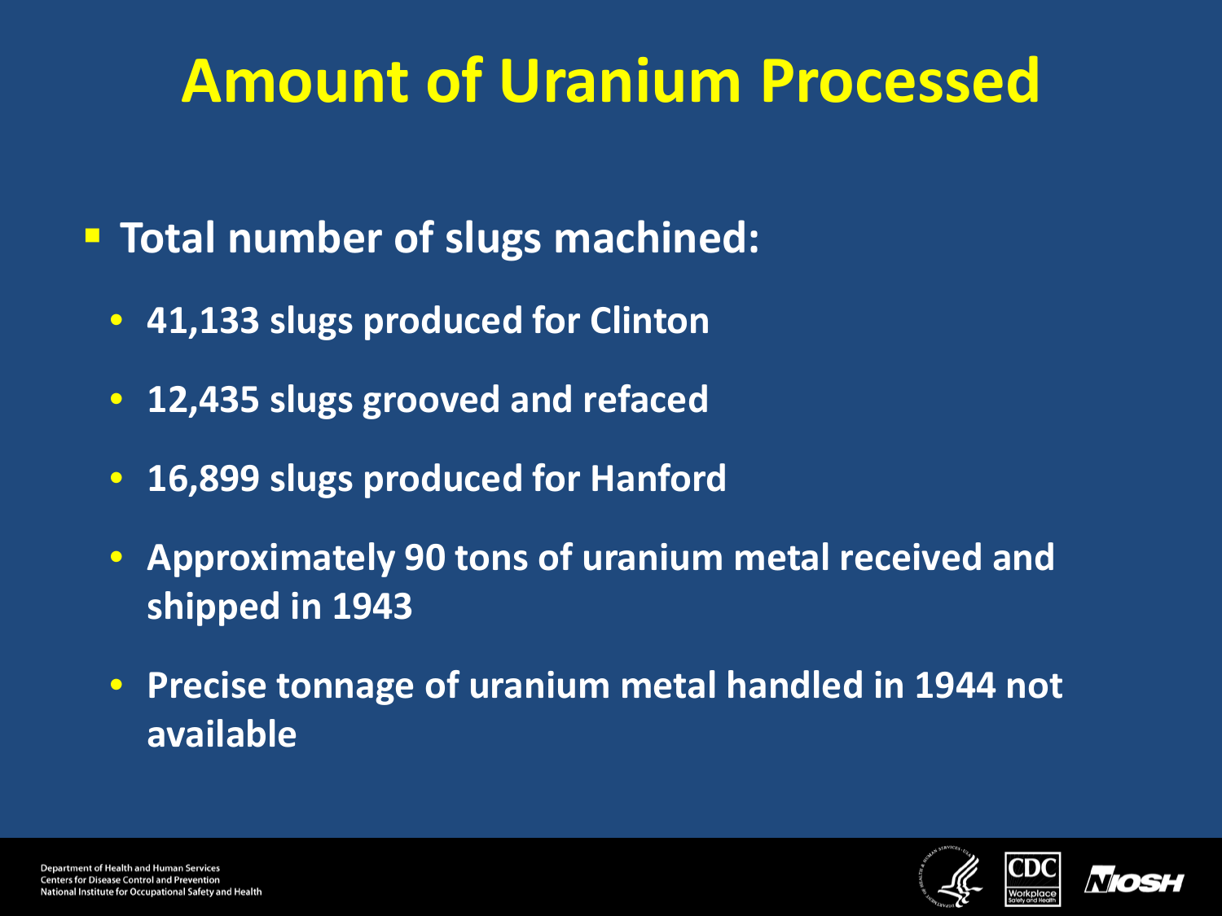# Amount of Uranium Processed

- **Total number of slugs machined:**
  - **41,133 slugs produced for Clinton**
  - **12,435 slugs grooved and refaced**
  - **16,899 slugs produced for Hanford**
  - **Approximately 90 tons of uranium metal received and shipped in 1943**
  - **Precise tonnage of uranium metal handled in 1944 not available**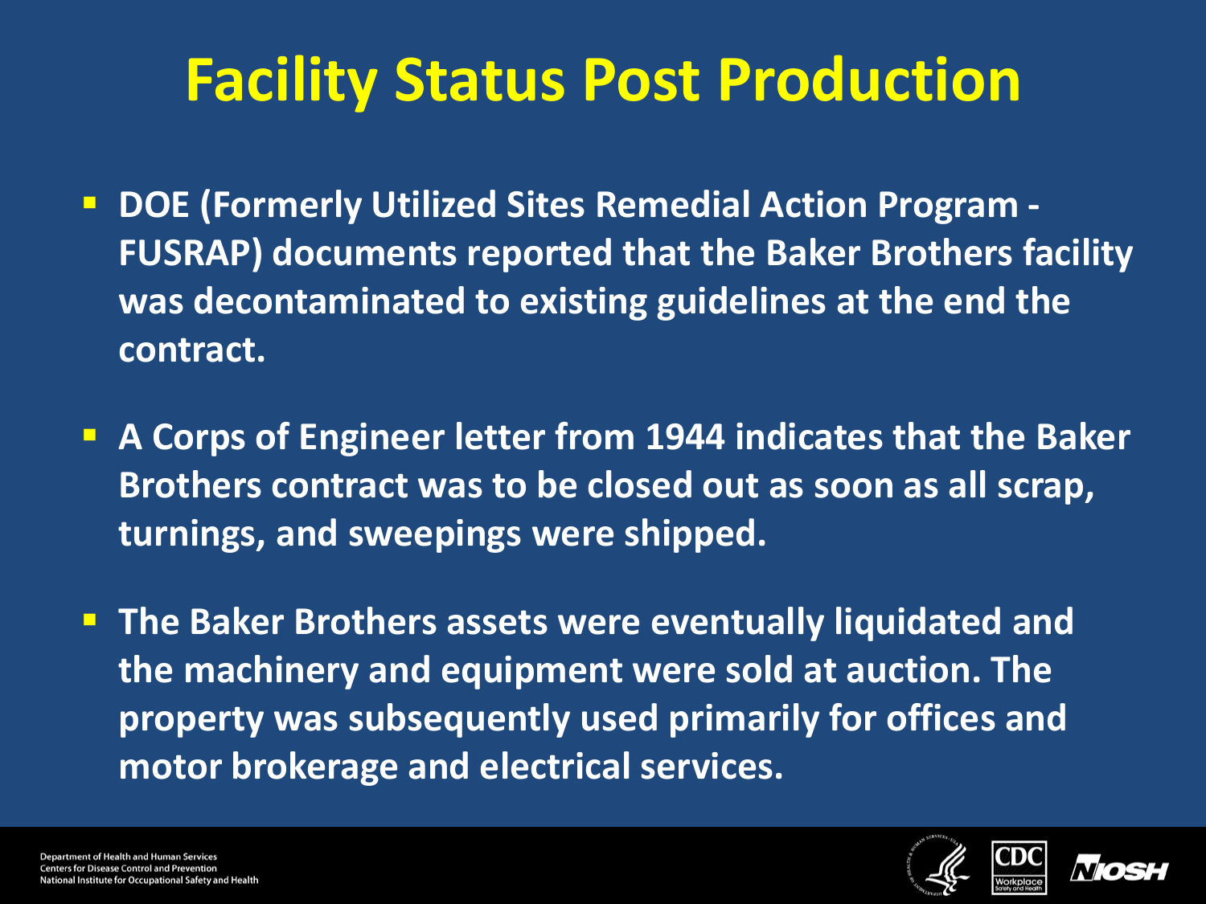# Facility Status Post Production

- DOE (Formerly Utilized Sites Remedial Action Program - FUSRAP) documents reported that the Baker Brothers facility was decontaminated to existing guidelines at the end the contract.
- A Corps of Engineer letter from 1944 indicates that the Baker Brothers contract was to be closed out as soon as all scrap, turnings, and sweepings were shipped.
- The Baker Brothers assets were eventually liquidated and the machinery and equipment were sold at auction. The property was subsequently used primarily for offices and motor brokerage and electrical services.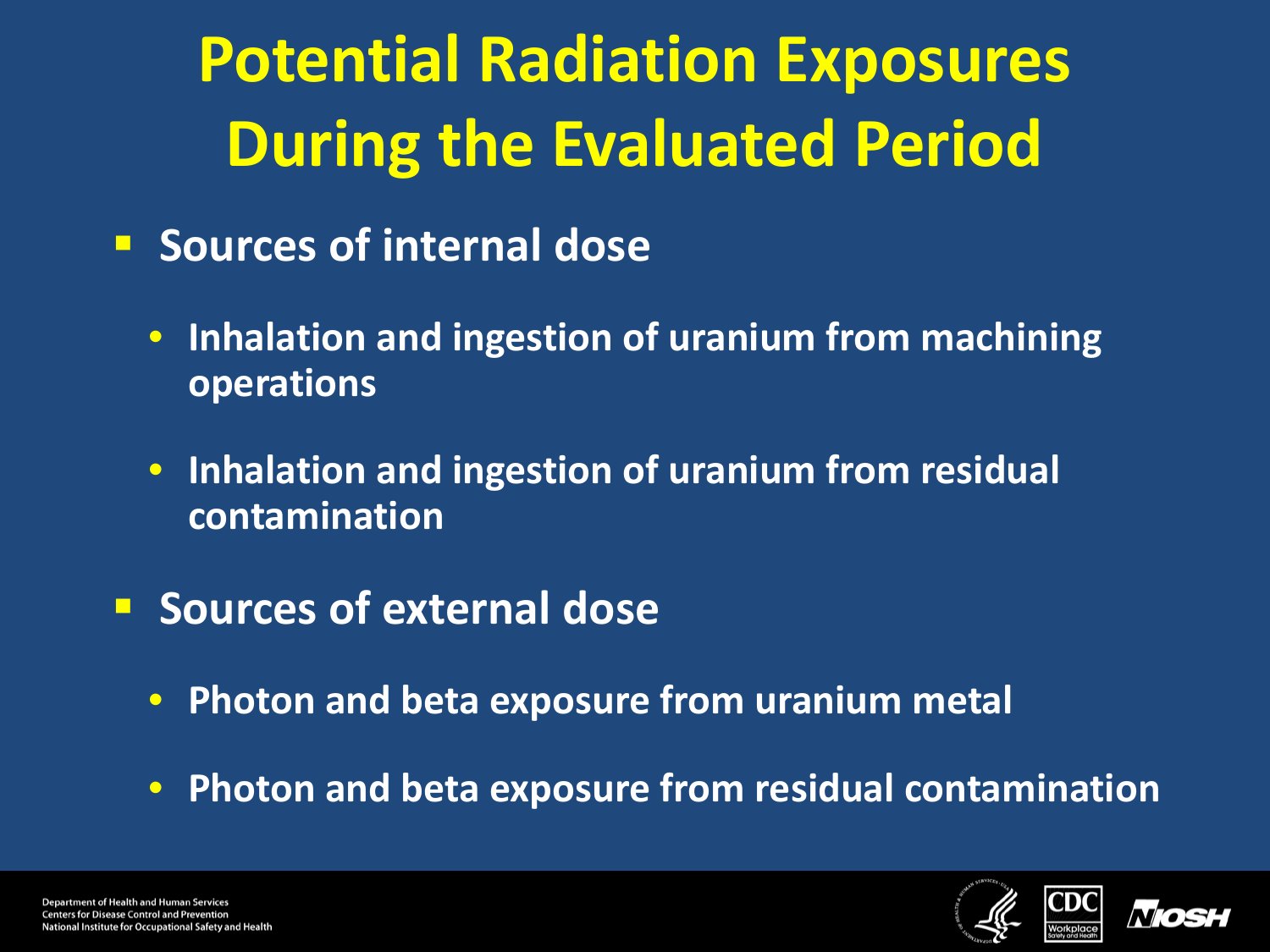# Potential Radiation Exposures During the Evaluated Period

- **Sources of internal dose**
  - **Inhalation and ingestion of uranium from machining operations**
  - **Inhalation and ingestion of uranium from residual contamination**
- **Sources of external dose**
  - **Photon and beta exposure from uranium metal**
  - **Photon and beta exposure from residual contamination**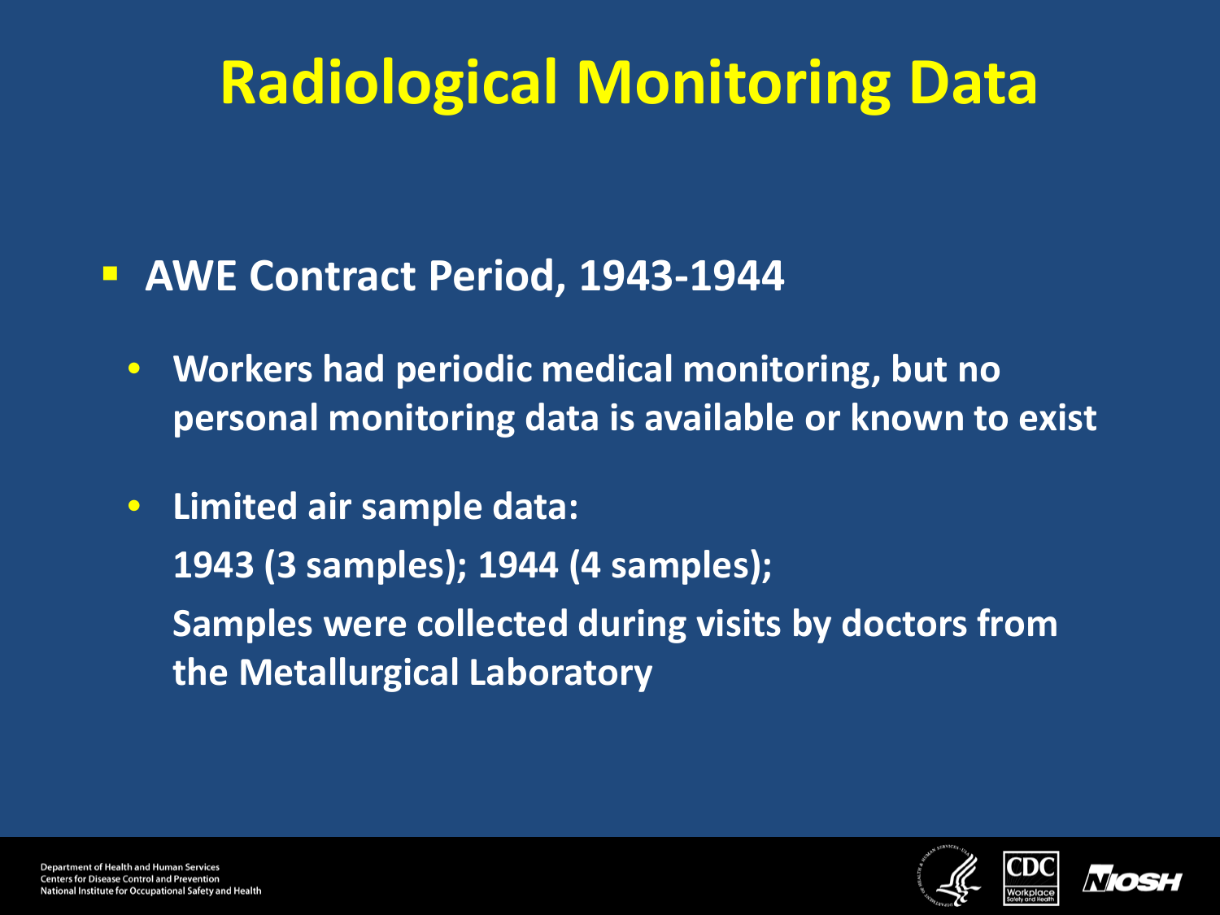# Radiological Monitoring Data

- **AWE Contract Period, 1943-1944**
  - **Workers had periodic medical monitoring, but no personal monitoring data is available or known to exist**
  - **Limited air sample data:**
    **1943 (3 samples); 1944 (4 samples);**
    **Samples were collected during visits by doctors from the Metallurgical Laboratory**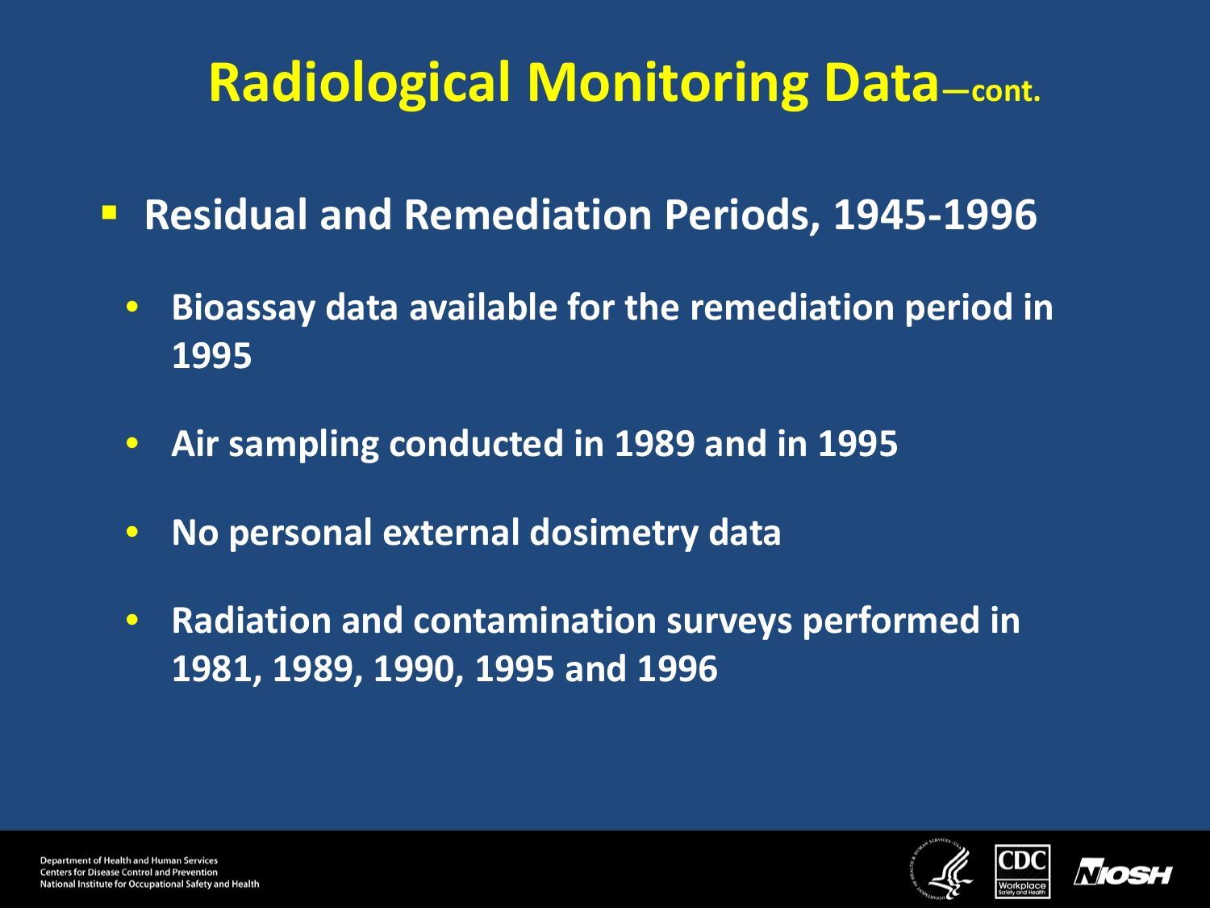# Radiological Monitoring Data—cont.

- **Residual and Remediation Periods, 1945-1996**
  - Bioassay data available for the remediation period in 1995
  - Air sampling conducted in 1989 and in 1995
  - No personal external dosimetry data
  - Radiation and contamination surveys performed in 1981, 1989, 1990, 1995 and 1996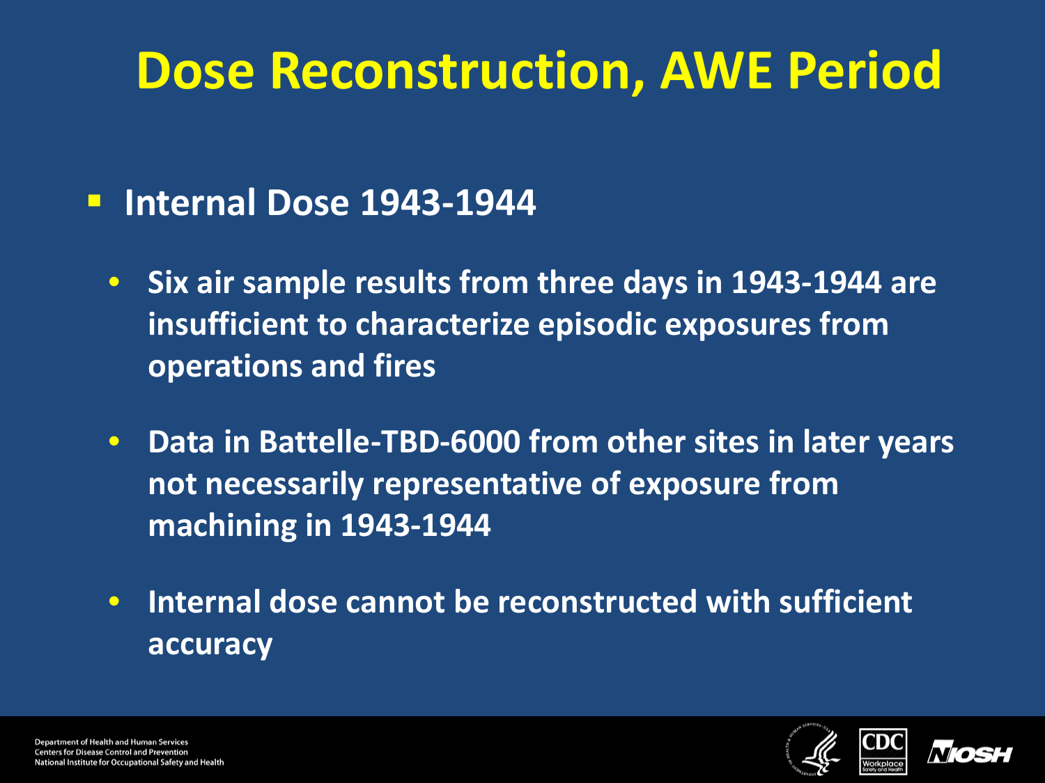# Dose Reconstruction, AWE Period

- **Internal Dose 1943-1944**
  - Six air sample results from three days in 1943-1944 are insufficient to characterize episodic exposures from operations and fires
  - Data in Battelle-TBD-6000 from other sites in later years not necessarily representative of exposure from machining in 1943-1944
  - Internal dose cannot be reconstructed with sufficient accuracy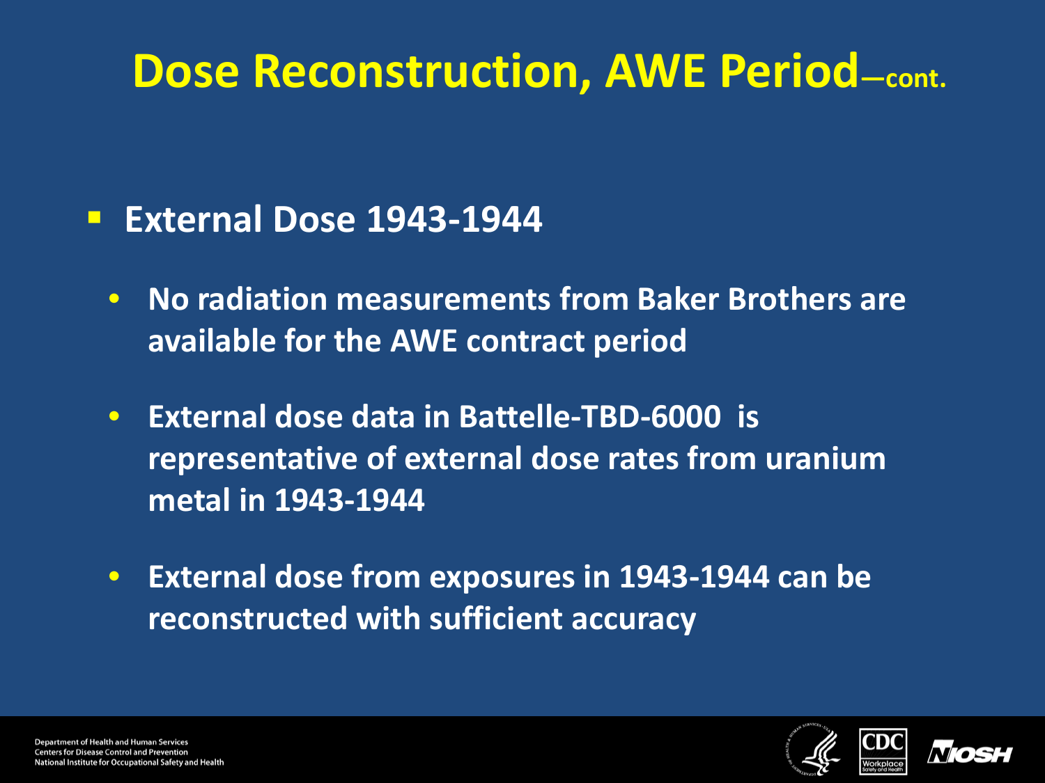# Dose Reconstruction, AWE Period—cont.

- **External Dose 1943-1944**
  - **No radiation measurements from Baker Brothers are available for the AWE contract period**
  - **External dose data in Battelle-TBD-6000 is representative of external dose rates from uranium metal in 1943-1944**
  - **External dose from exposures in 1943-1944 can be reconstructed with sufficient accuracy**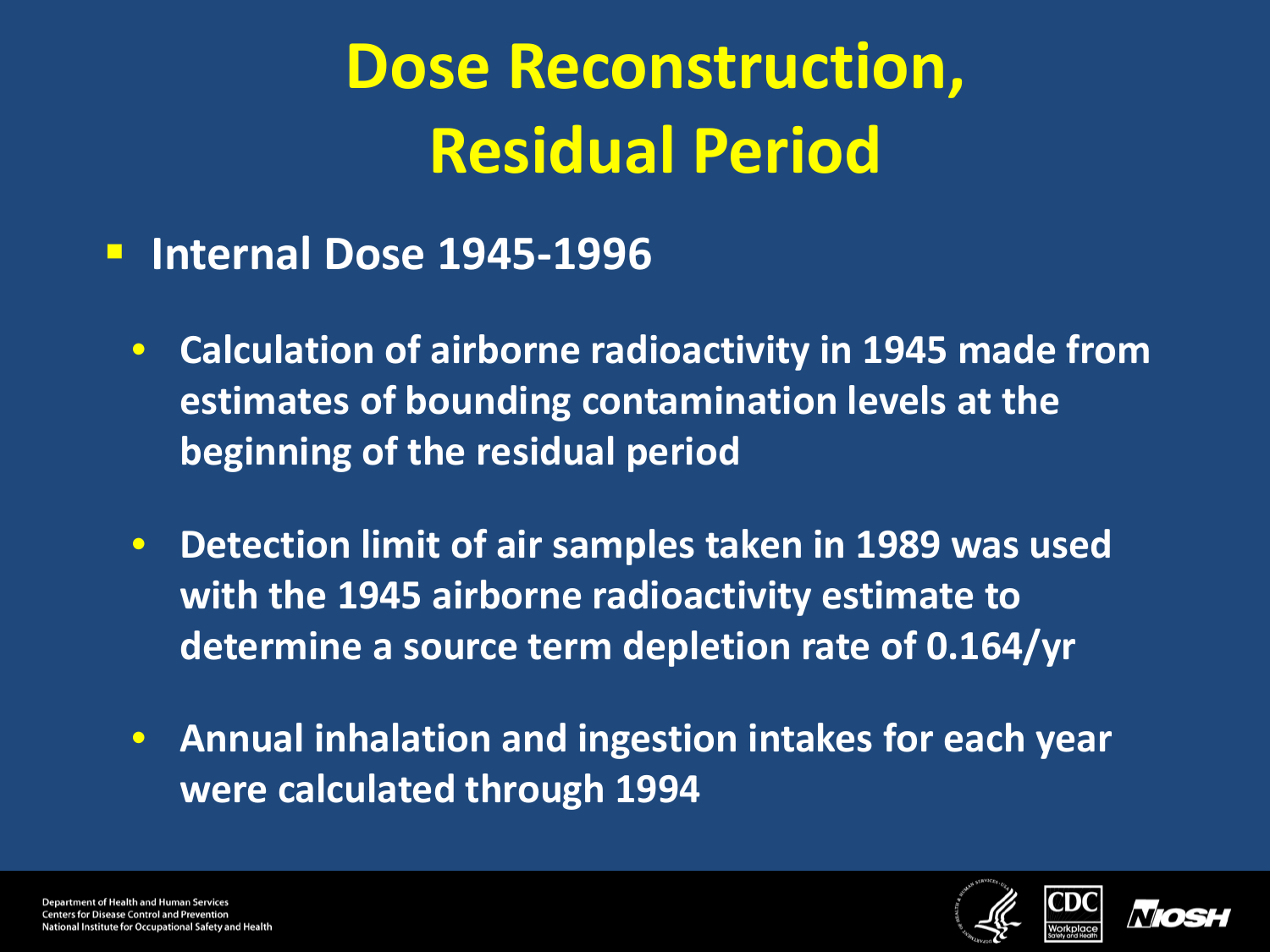# Dose Reconstruction, Residual Period

- **Internal Dose 1945-1996**
  - **Calculation of airborne radioactivity in 1945 made from estimates of bounding contamination levels at the beginning of the residual period**
  - **Detection limit of air samples taken in 1989 was used with the 1945 airborne radioactivity estimate to determine a source term depletion rate of 0.164/yr**
  - **Annual inhalation and ingestion intakes for each year were calculated through 1994**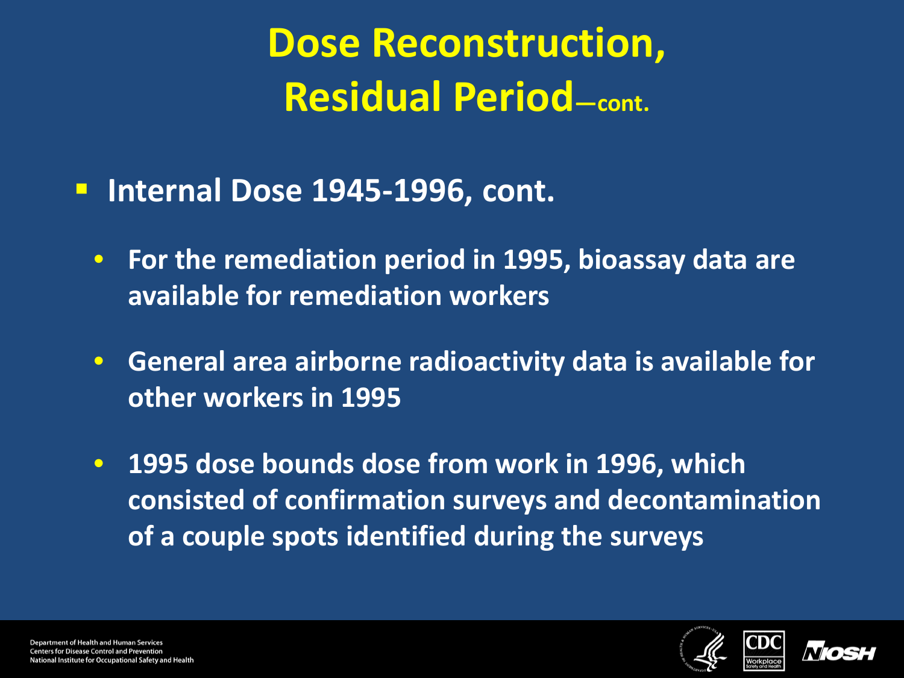# Dose Reconstruction, Residual Period—cont.

- **Internal Dose 1945-1996, cont.**
  - **For the remediation period in 1995, bioassay data are available for remediation workers**
  - **General area airborne radioactivity data is available for other workers in 1995**
  - **1995 dose bounds dose from work in 1996, which consisted of confirmation surveys and decontamination of a couple spots identified during the surveys**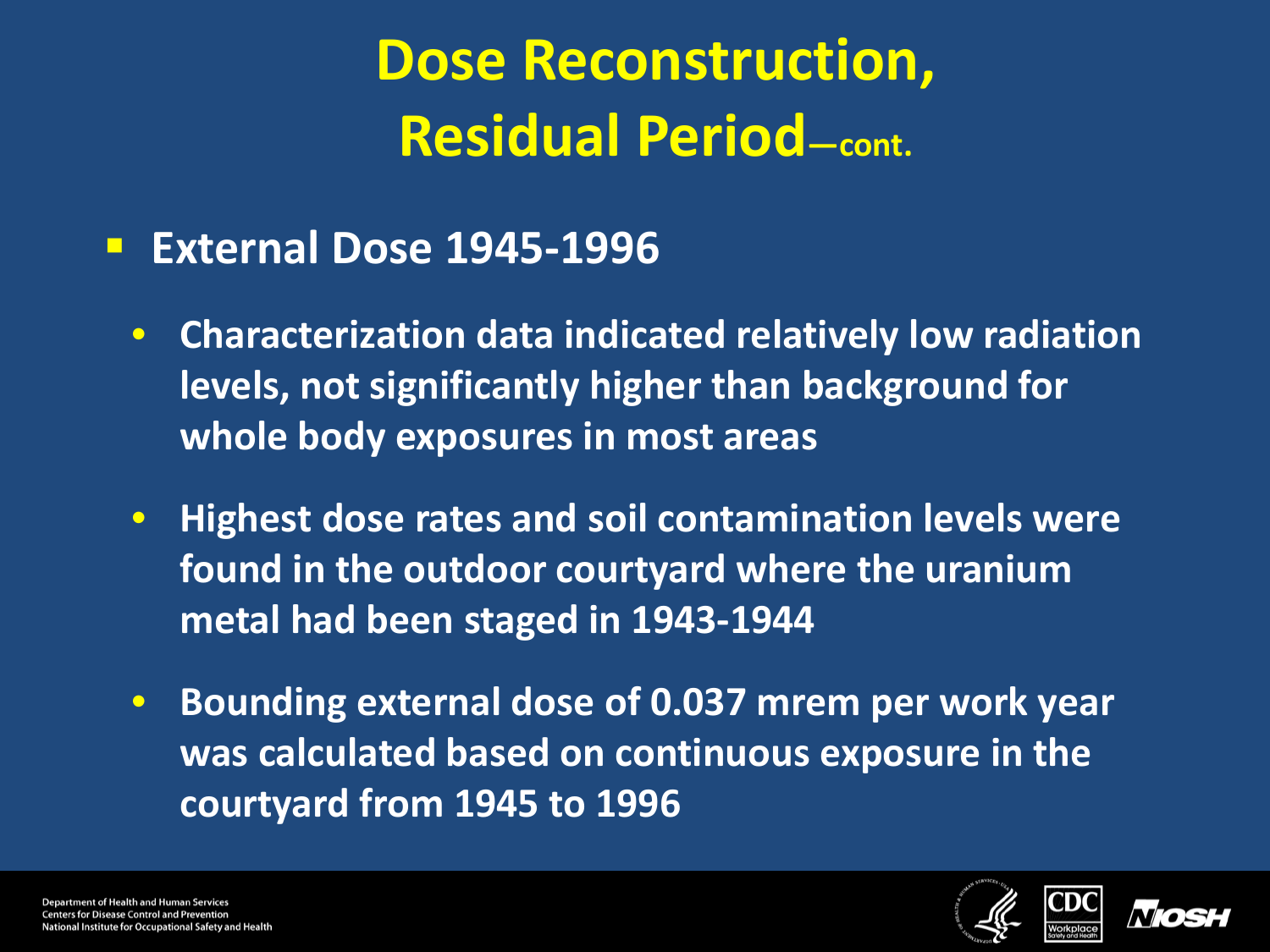# Dose Reconstruction, Residual Period—cont.

- **External Dose 1945-1996**
  - Characterization data indicated relatively low radiation levels, not significantly higher than background for whole body exposures in most areas
  - Highest dose rates and soil contamination levels were found in the outdoor courtyard where the uranium metal had been staged in 1943-1944
  - Bounding external dose of 0.037 mrem per work year was calculated based on continuous exposure in the courtyard from 1945 to 1996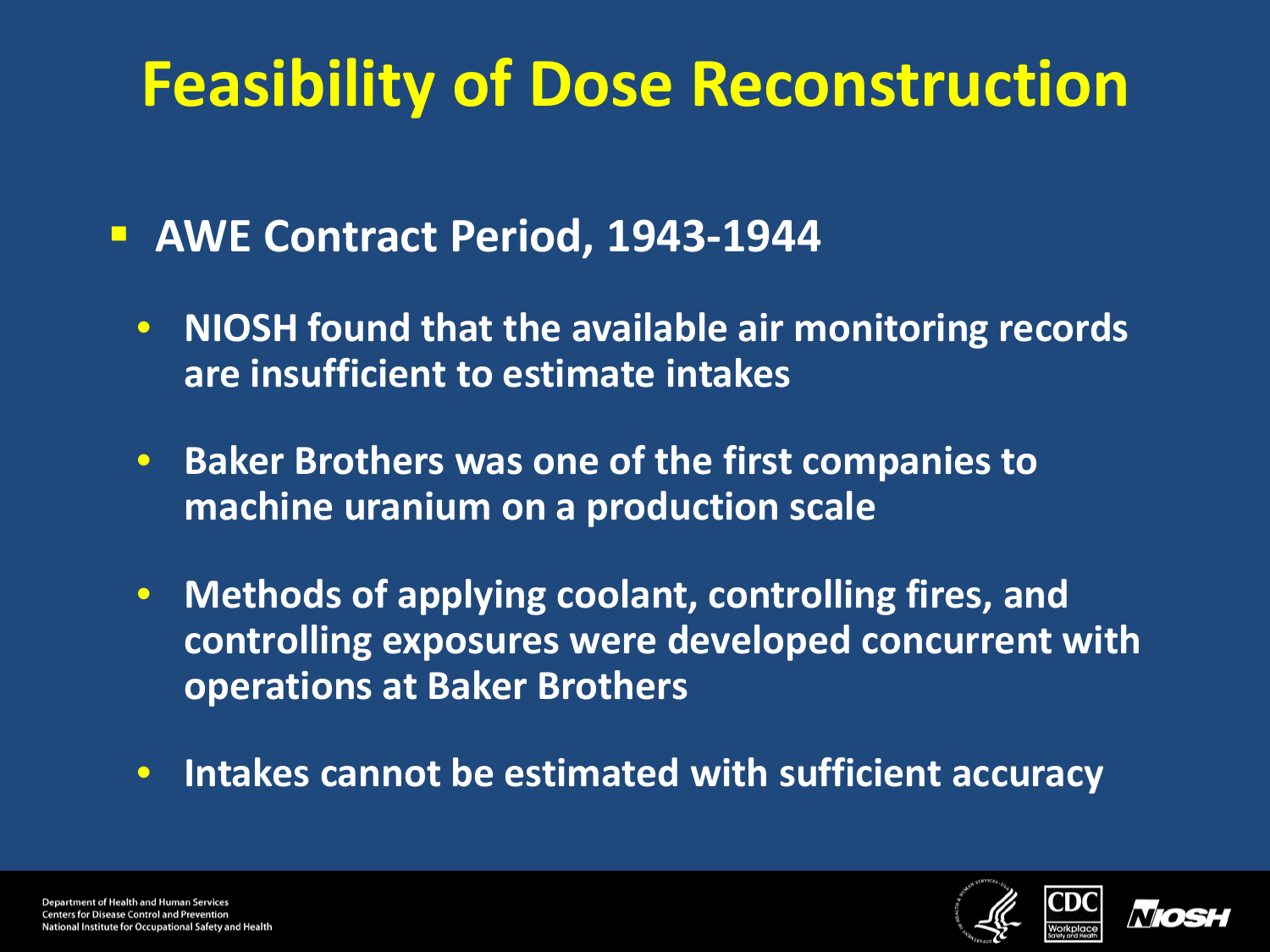# Feasibility of Dose Reconstruction

- **AWE Contract Period, 1943-1944**
  - **NIOSH found that the available air monitoring records are insufficient to estimate intakes**
  - **Baker Brothers was one of the first companies to machine uranium on a production scale**
  - **Methods of applying coolant, controlling fires, and controlling exposures were developed concurrent with operations at Baker Brothers**
  - **Intakes cannot be estimated with sufficient accuracy**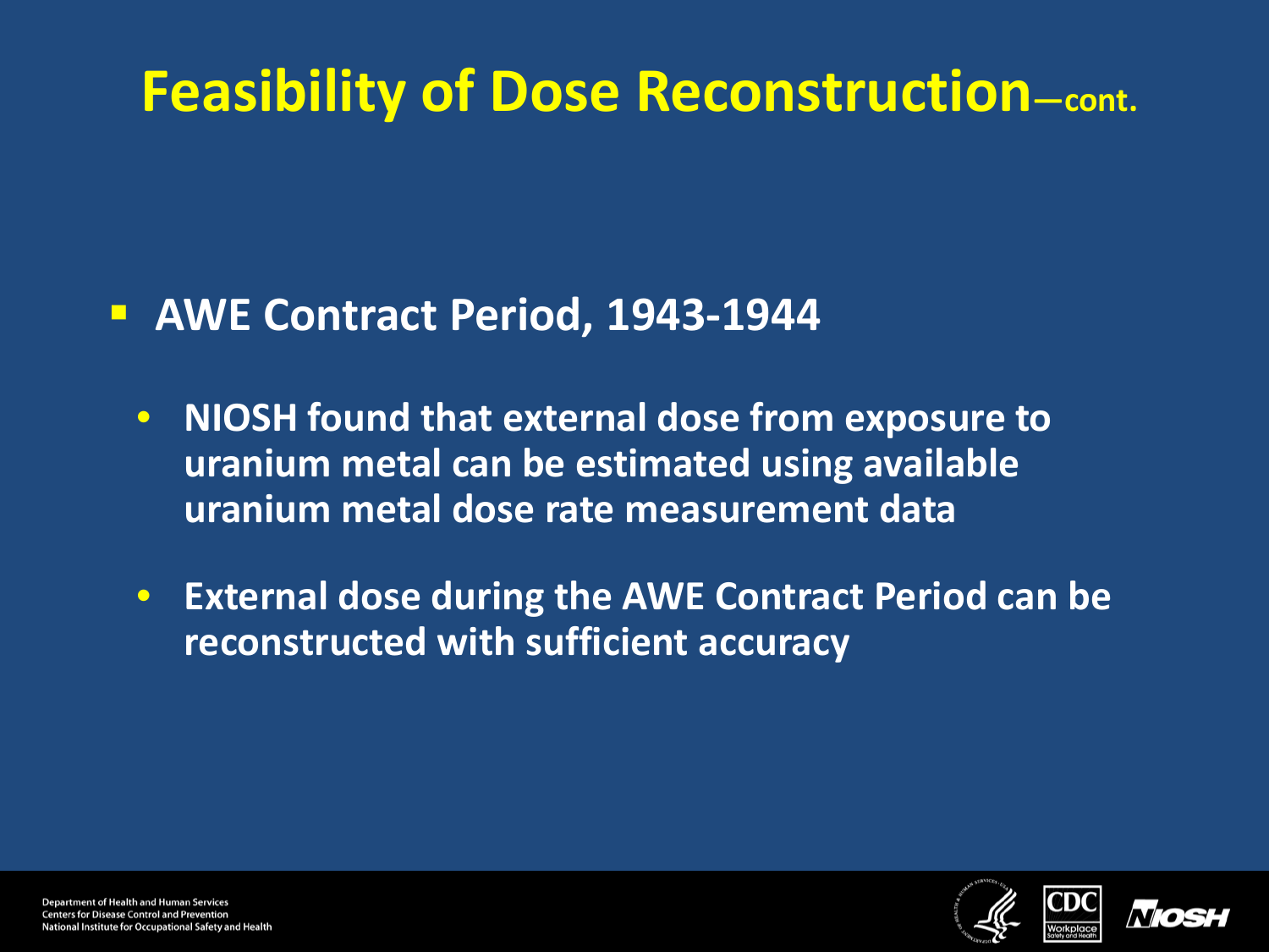# Feasibility of Dose Reconstruction—cont.

- **AWE Contract Period, 1943-1944**
  - **NIOSH found that external dose from exposure to uranium metal can be estimated using available uranium metal dose rate measurement data**
  - **External dose during the AWE Contract Period can be reconstructed with sufficient accuracy**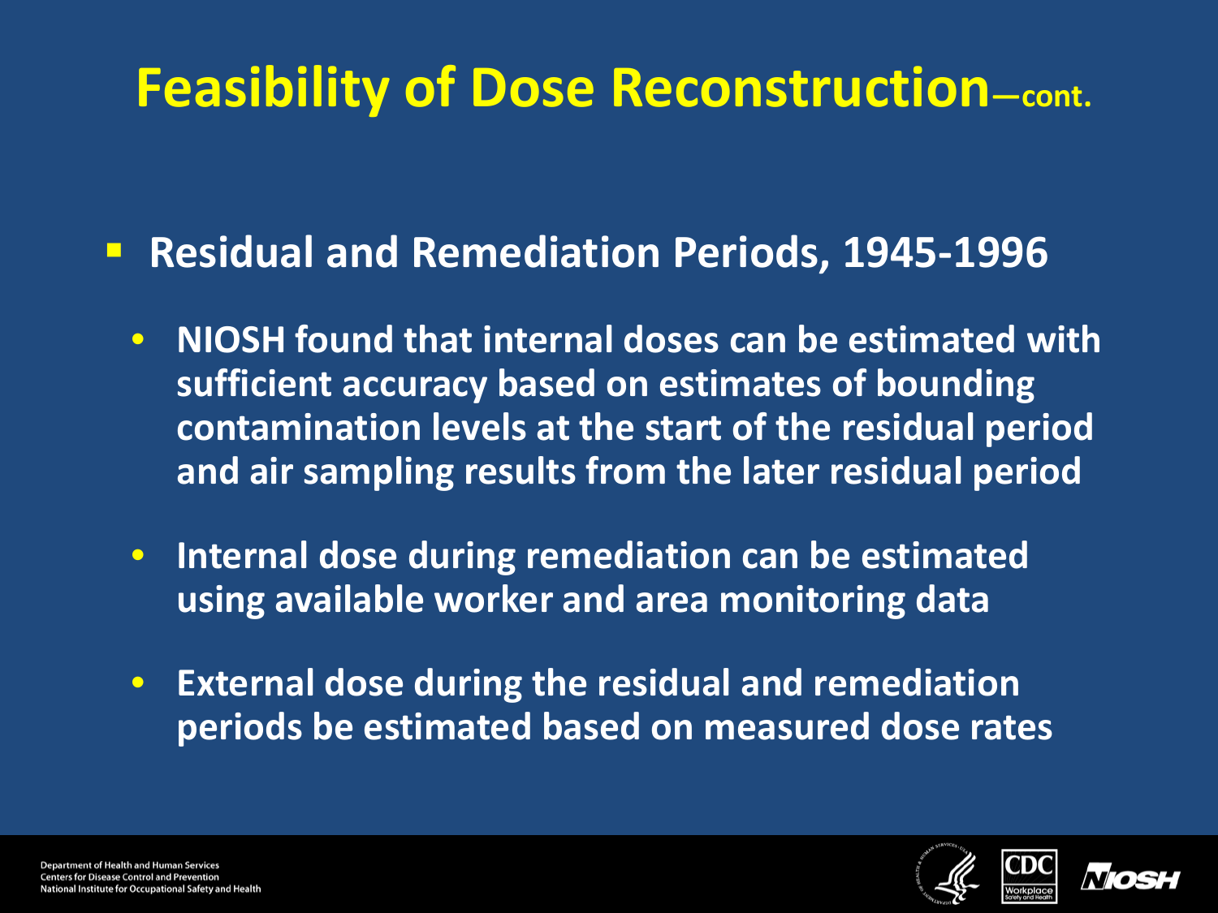# Feasibility of Dose Reconstruction—cont.

- **Residual and Remediation Periods, 1945-1996**
  - **NIOSH found that internal doses can be estimated with sufficient accuracy based on estimates of bounding contamination levels at the start of the residual period and air sampling results from the later residual period**
  - **Internal dose during remediation can be estimated using available worker and area monitoring data**
  - **External dose during the residual and remediation periods be estimated based on measured dose rates**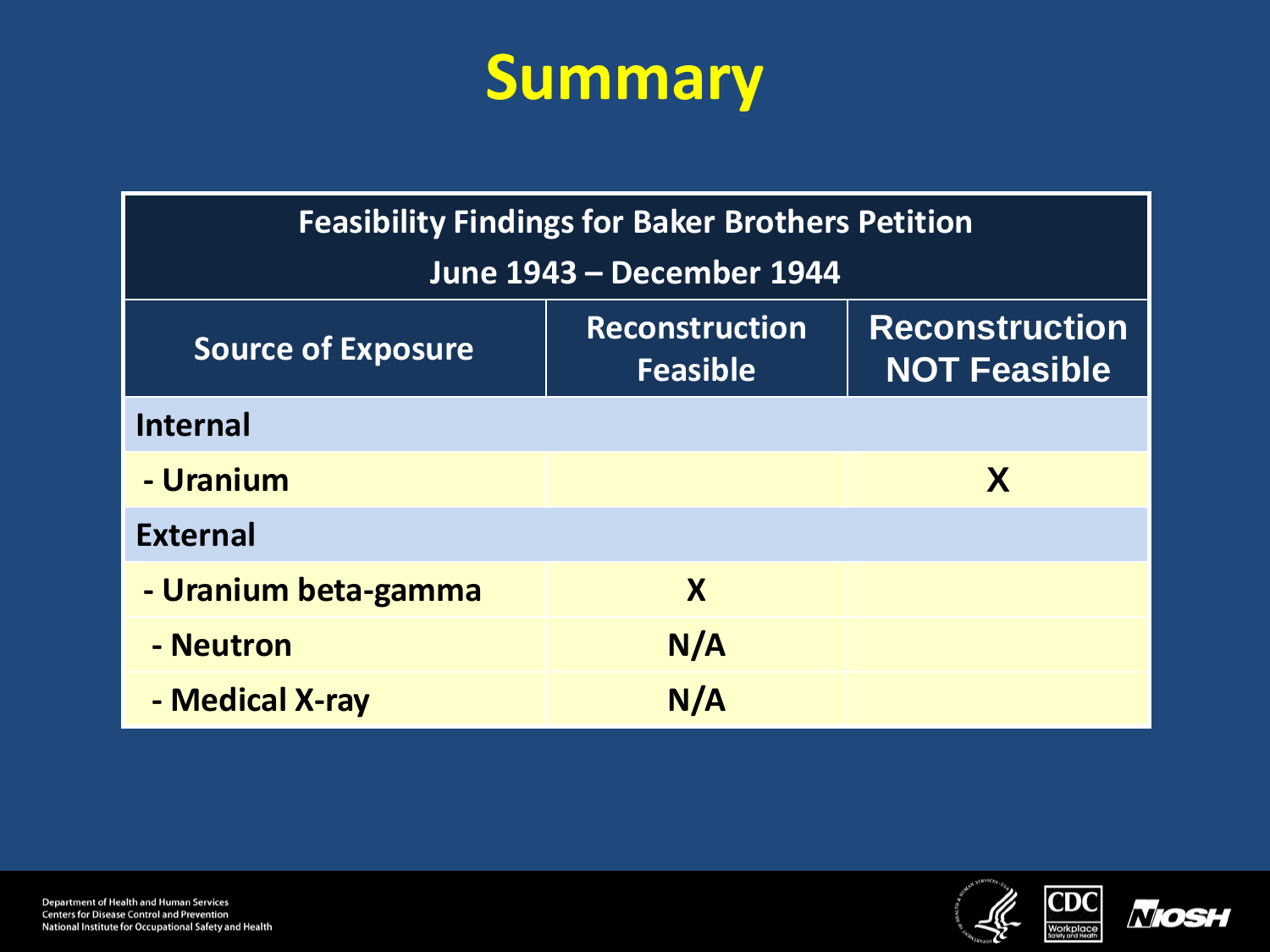# Summary

| Feasibility Findings for Baker Brothers Petition June 1943 – December 1944 | | |
|---|---|---|
| **Source of Exposure** | **Reconstruction Feasible** | **Reconstruction NOT Feasible** |
| **Internal** | | |
| **- Uranium** | | **X** |
| **External** | | |
| **- Uranium beta-gamma** | **X** | |
| **- Neutron** | **N/A** | |
| **- Medical X-ray** | **N/A** | |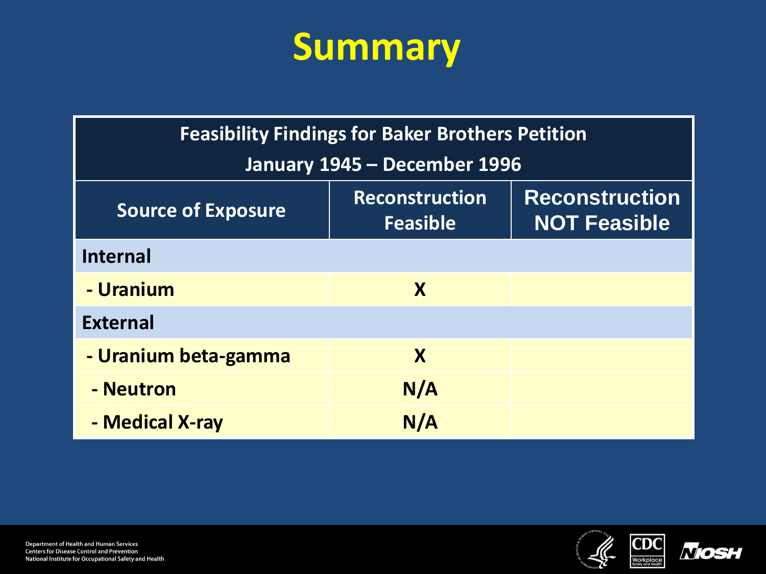# Summary

| Feasibility Findings for Baker Brothers Petition<br>January 1945 – December 1996 | | |
|---|---|---|
| **Source of Exposure** | **Reconstruction Feasible** | **Reconstruction NOT Feasible** |
| **Internal** | | |
| - Uranium | X | |
| **External** | | |
| - Uranium beta-gamma | X | |
| - Neutron | N/A | |
| - Medical X-ray | N/A | |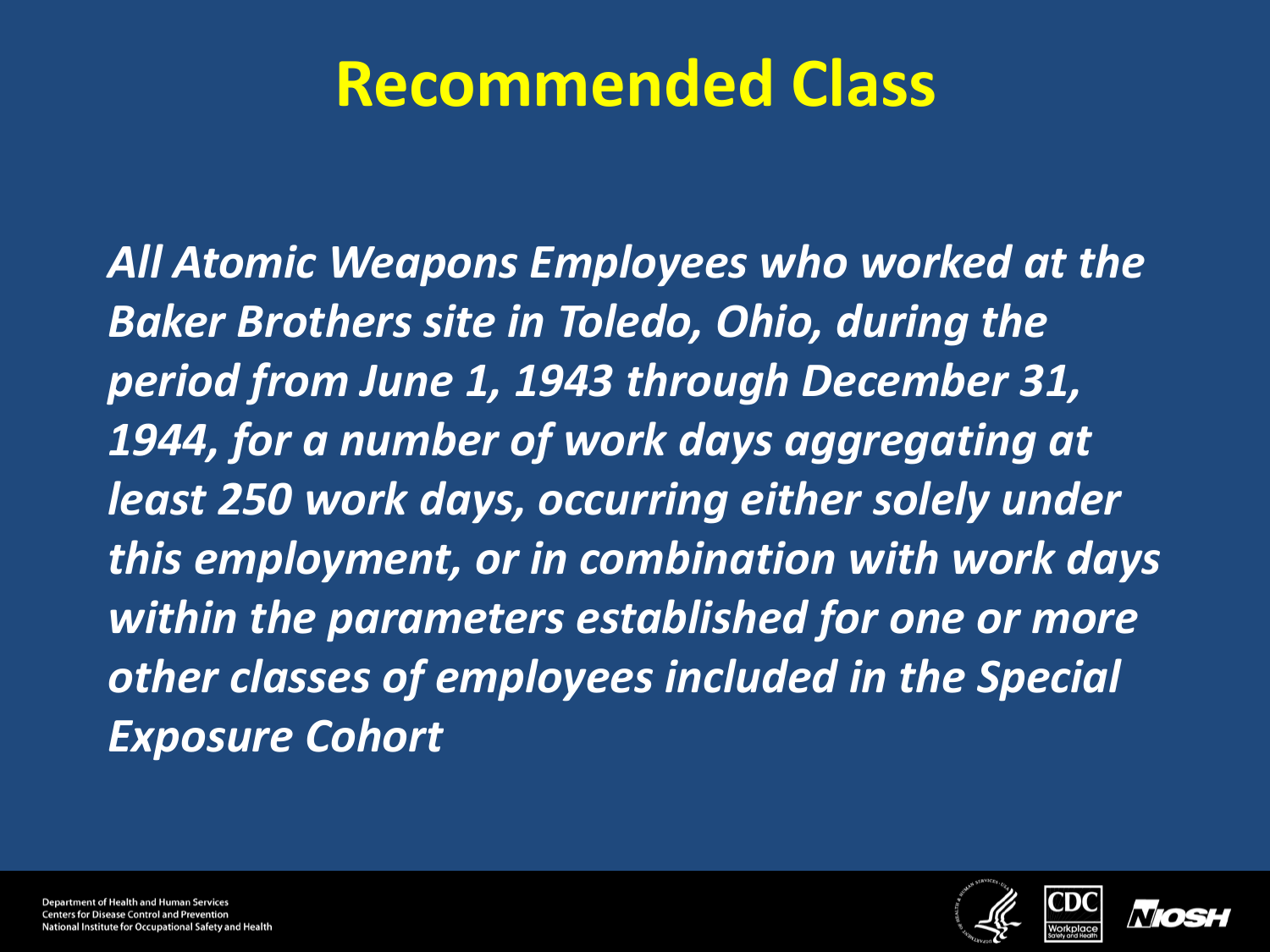# Recommended Class

*All Atomic Weapons Employees who worked at the Baker Brothers site in Toledo, Ohio, during the period from June 1, 1943 through December 31, 1944, for a number of work days aggregating at least 250 work days, occurring either solely under this employment, or in combination with work days within the parameters established for one or more other classes of employees included in the Special Exposure Cohort*